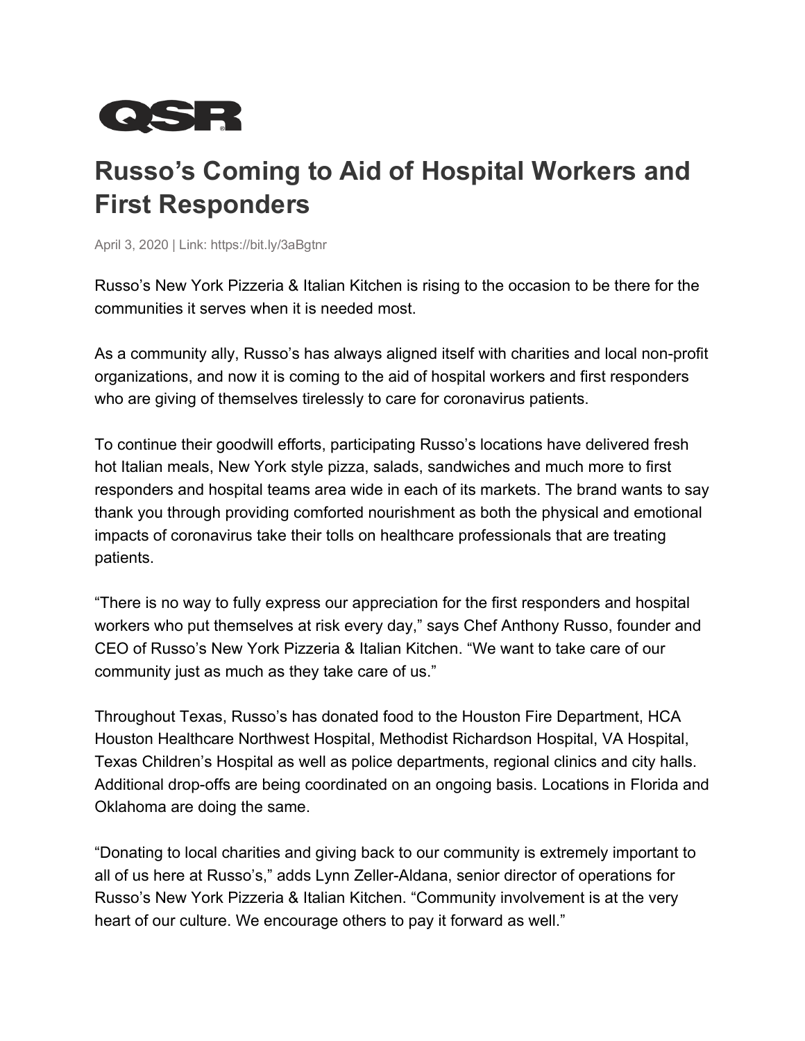QSR

# Russo's Coming to Aid of Hospital Workers and First Responders

April 3, 2020 | Link: https://bit.ly/3aBgtnr

Russo's New York Pizzeria & Italian Kitchen is rising to the occasion to be there for the communities it serves when it is needed most.

As a community ally, Russo's has always aligned itself with charities and local non-profit organizations, and now it is coming to the aid of hospital workers and first responders who are giving of themselves tirelessly to care for coronavirus patients.

To continue their goodwill efforts, participating Russo's locations have delivered fresh hot Italian meals, New York style pizza, salads, sandwiches and much more to first responders and hospital teams area wide in each of its markets. The brand wants to say thank you through providing comforted nourishment as both the physical and emotional impacts of coronavirus take their tolls on healthcare professionals that are treating patients.

"There is no way to fully express our appreciation for the first responders and hospital workers who put themselves at risk every day," says Chef Anthony Russo, founder and CEO of Russo's New York Pizzeria & Italian Kitchen. "We want to take care of our community just as much as they take care of us."

Throughout Texas, Russo's has donated food to the Houston Fire Department, HCA Houston Healthcare Northwest Hospital, Methodist Richardson Hospital, VA Hospital, Texas Children's Hospital as well as police departments, regional clinics and city halls. Additional drop-offs are being coordinated on an ongoing basis. Locations in Florida and Oklahoma are doing the same.

"Donating to local charities and giving back to our community is extremely important to all of us here at Russo's," adds Lynn Zeller-Aldana, senior director of operations for Russo's New York Pizzeria & Italian Kitchen. "Community involvement is at the very heart of our culture. We encourage others to pay it forward as well."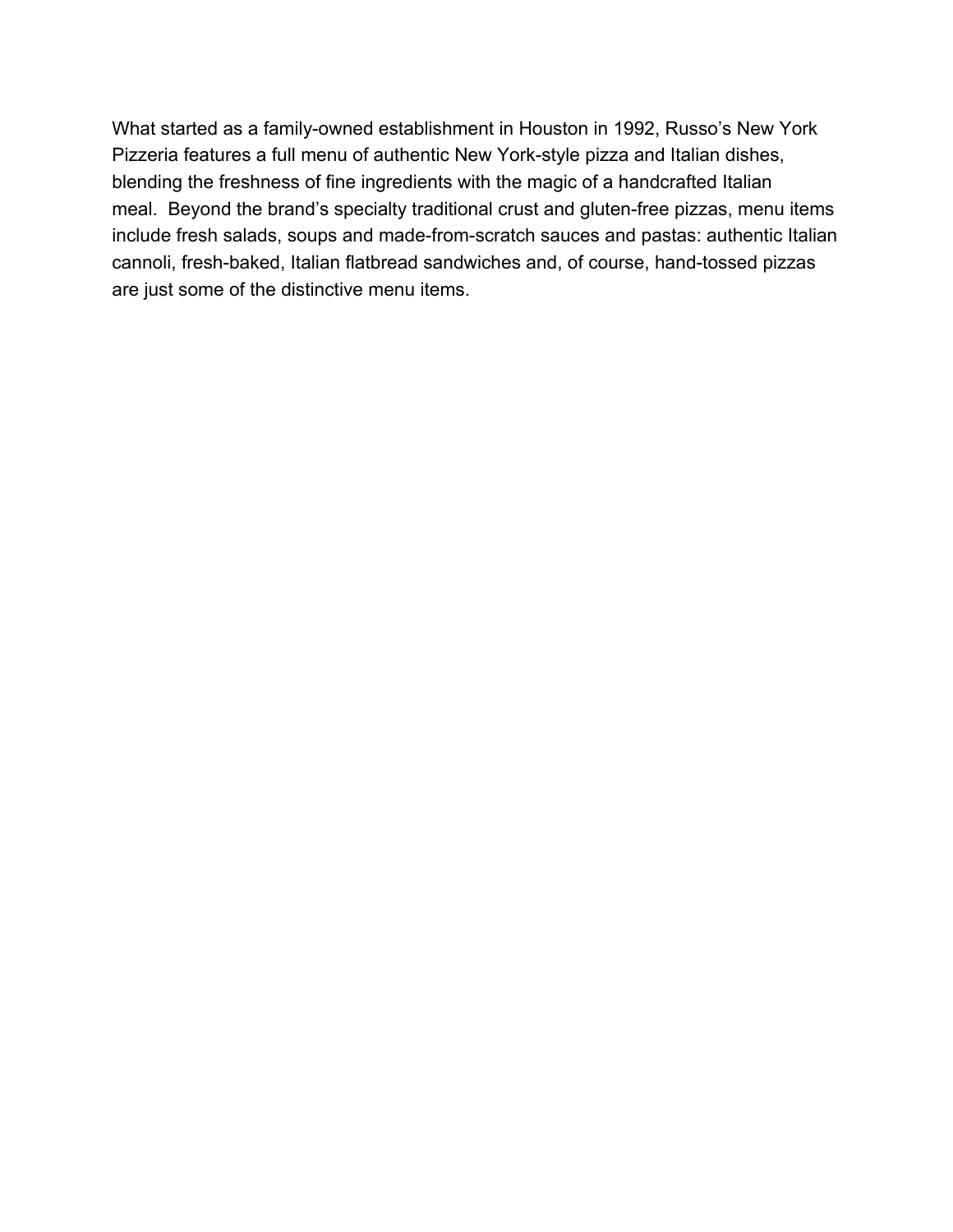What started as a family-owned establishment in Houston in 1992, Russo's New York Pizzeria features a full menu of authentic New York-style pizza and Italian dishes, blending the freshness of fine ingredients with the magic of a handcrafted Italian meal.  Beyond the brand's specialty traditional crust and gluten-free pizzas, menu items include fresh salads, soups and made-from-scratch sauces and pastas: authentic Italian cannoli, fresh-baked, Italian flatbread sandwiches and, of course, hand-tossed pizzas are just some of the distinctive menu items.